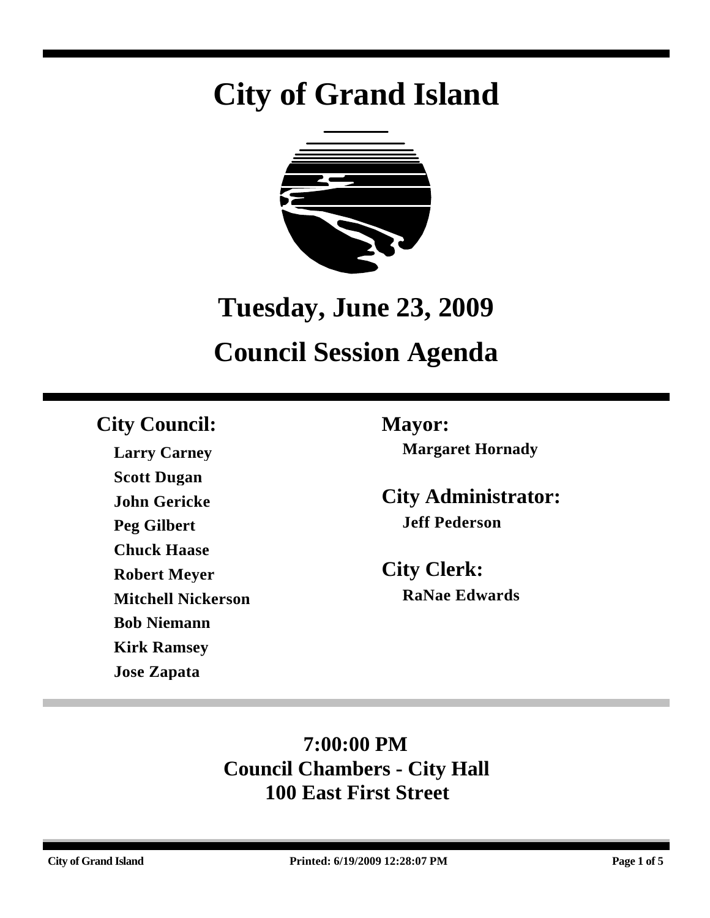# City of Grand Island

## Tuesday, June 23, 2009

## Council Session Agenda

**City Council:**

**Larry Carney**
**Scott Dugan**
**John Gericke**
**Peg Gilbert**
**Chuck Haase**
**Robert Meyer**
**Mitchell Nickerson**
**Bob Niemann**
**Kirk Ramsey**
**Jose Zapata**

**Mayor:**

**Margaret Hornady**

**City Administrator:**

**Jeff Pederson**

**City Clerk:**

**RaNae Edwards**

**7:00:00 PM**
**Council Chambers - City Hall**
**100 East First Street**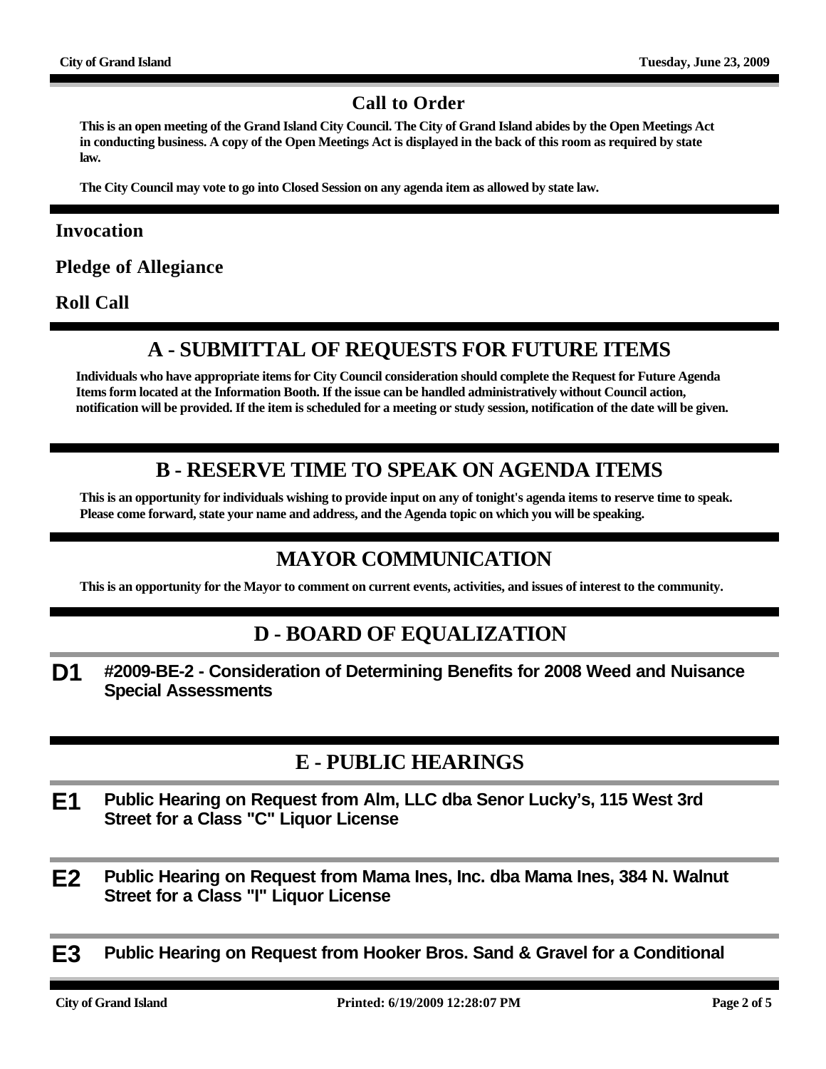## Call to Order

**This is an open meeting of the Grand Island City Council. The City of Grand Island abides by the Open Meetings Act in conducting business. A copy of the Open Meetings Act is displayed in the back of this room as required by state law.**

**The City Council may vote to go into Closed Session on any agenda item as allowed by state law.**

### Invocation

### Pledge of Allegiance

### Roll Call

## A - SUBMITTAL OF REQUESTS FOR FUTURE ITEMS

**Individuals who have appropriate items for City Council consideration should complete the Request for Future Agenda Items form located at the Information Booth. If the issue can be handled administratively without Council action, notification will be provided. If the item is scheduled for a meeting or study session, notification of the date will be given.**

## B - RESERVE TIME TO SPEAK ON AGENDA ITEMS

**This is an opportunity for individuals wishing to provide input on any of tonight's agenda items to reserve time to speak. Please come forward, state your name and address, and the Agenda topic on which you will be speaking.**

## MAYOR COMMUNICATION

**This is an opportunity for the Mayor to comment on current events, activities, and issues of interest to the community.**

## D - BOARD OF EQUALIZATION

**D1** **#2009-BE-2 - Consideration of Determining Benefits for 2008 Weed and Nuisance Special Assessments**

## E - PUBLIC HEARINGS

**E1** **Public Hearing on Request from Alm, LLC dba Senor Lucky's, 115 West 3rd Street for a Class "C" Liquor License**

**E2** **Public Hearing on Request from Mama Ines, Inc. dba Mama Ines, 384 N. Walnut Street for a Class "I" Liquor License**

**E3** **Public Hearing on Request from Hooker Bros. Sand & Gravel for a Conditional**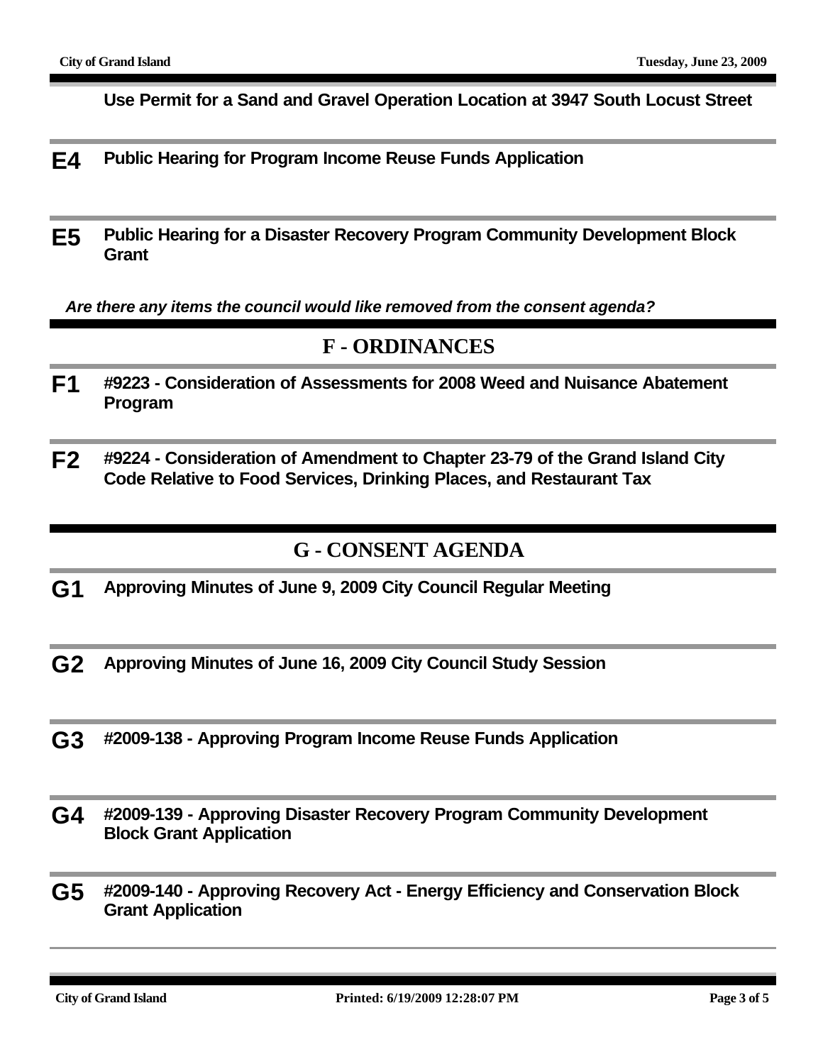**Use Permit for a Sand and Gravel Operation Location at 3947 South Locust Street**

**E4** **Public Hearing for Program Income Reuse Funds Application**

**E5** **Public Hearing for a Disaster Recovery Program Community Development Block Grant**

***Are there any items the council would like removed from the consent agenda?***

## F - ORDINANCES

**F1** **#9223 - Consideration of Assessments for 2008 Weed and Nuisance Abatement Program**

**F2** **#9224 - Consideration of Amendment to Chapter 23-79 of the Grand Island City Code Relative to Food Services, Drinking Places, and Restaurant Tax**

## G - CONSENT AGENDA

**G1** **Approving Minutes of June 9, 2009 City Council Regular Meeting**

**G2** **Approving Minutes of June 16, 2009 City Council Study Session**

**G3** **#2009-138 - Approving Program Income Reuse Funds Application**

**G4** **#2009-139 - Approving Disaster Recovery Program Community Development Block Grant Application**

**G5** **#2009-140 - Approving Recovery Act - Energy Efficiency and Conservation Block Grant Application**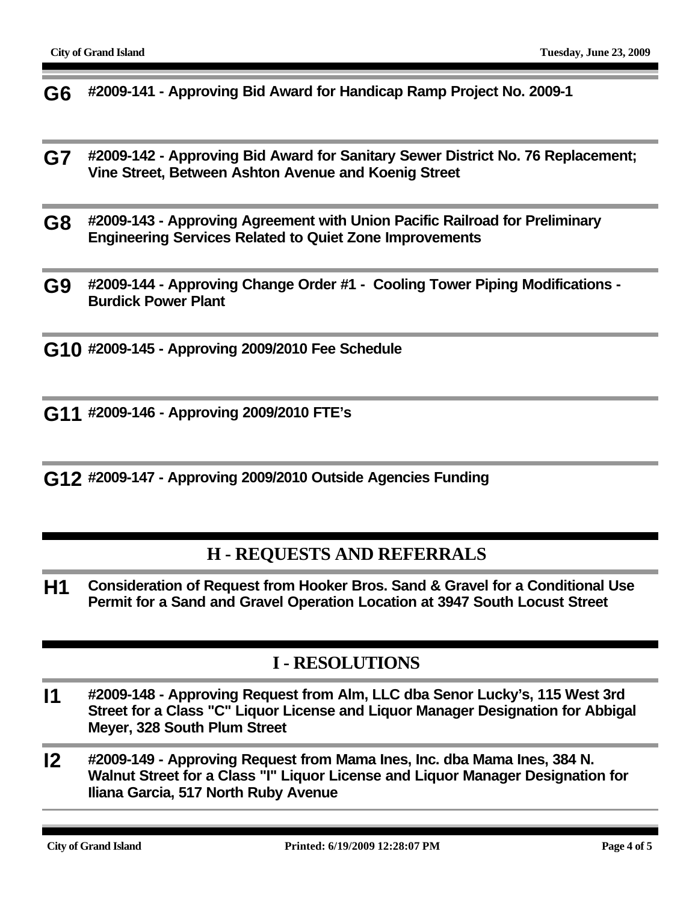**G6** **#2009-141 - Approving Bid Award for Handicap Ramp Project No. 2009-1**

**G7** **#2009-142 - Approving Bid Award for Sanitary Sewer District No. 76 Replacement; Vine Street, Between Ashton Avenue and Koenig Street**

**G8** **#2009-143 - Approving Agreement with Union Pacific Railroad for Preliminary Engineering Services Related to Quiet Zone Improvements**

**G9** **#2009-144 - Approving Change Order #1 - Cooling Tower Piping Modifications - Burdick Power Plant**

**G10** **#2009-145 - Approving 2009/2010 Fee Schedule**

**G11** **#2009-146 - Approving 2009/2010 FTE's**

**G12** **#2009-147 - Approving 2009/2010 Outside Agencies Funding**

## H - REQUESTS AND REFERRALS

**H1** **Consideration of Request from Hooker Bros. Sand & Gravel for a Conditional Use Permit for a Sand and Gravel Operation Location at 3947 South Locust Street**

## I - RESOLUTIONS

**I1** **#2009-148 - Approving Request from Alm, LLC dba Senor Lucky's, 115 West 3rd Street for a Class "C" Liquor License and Liquor Manager Designation for Abbigal Meyer, 328 South Plum Street**

**I2** **#2009-149 - Approving Request from Mama Ines, Inc. dba Mama Ines, 384 N. Walnut Street for a Class "I" Liquor License and Liquor Manager Designation for Iliana Garcia, 517 North Ruby Avenue**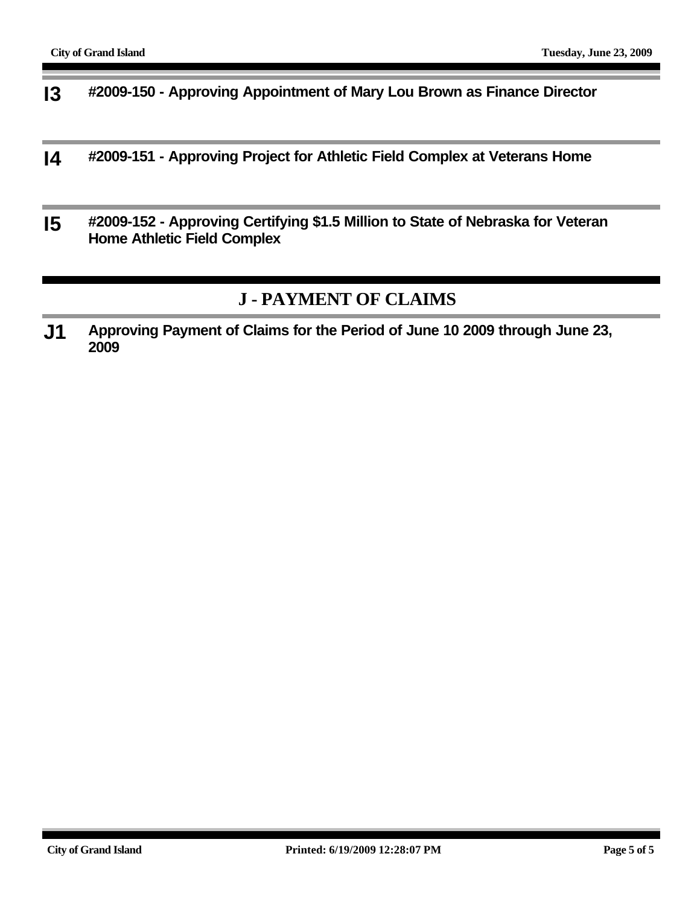**I3** **#2009-150 - Approving Appointment of Mary Lou Brown as Finance Director**

**I4** **#2009-151 - Approving Project for Athletic Field Complex at Veterans Home**

**I5** **#2009-152 - Approving Certifying $1.5 Million to State of Nebraska for Veteran Home Athletic Field Complex**

## J - PAYMENT OF CLAIMS

**J1** **Approving Payment of Claims for the Period of June 10 2009 through June 23, 2009**